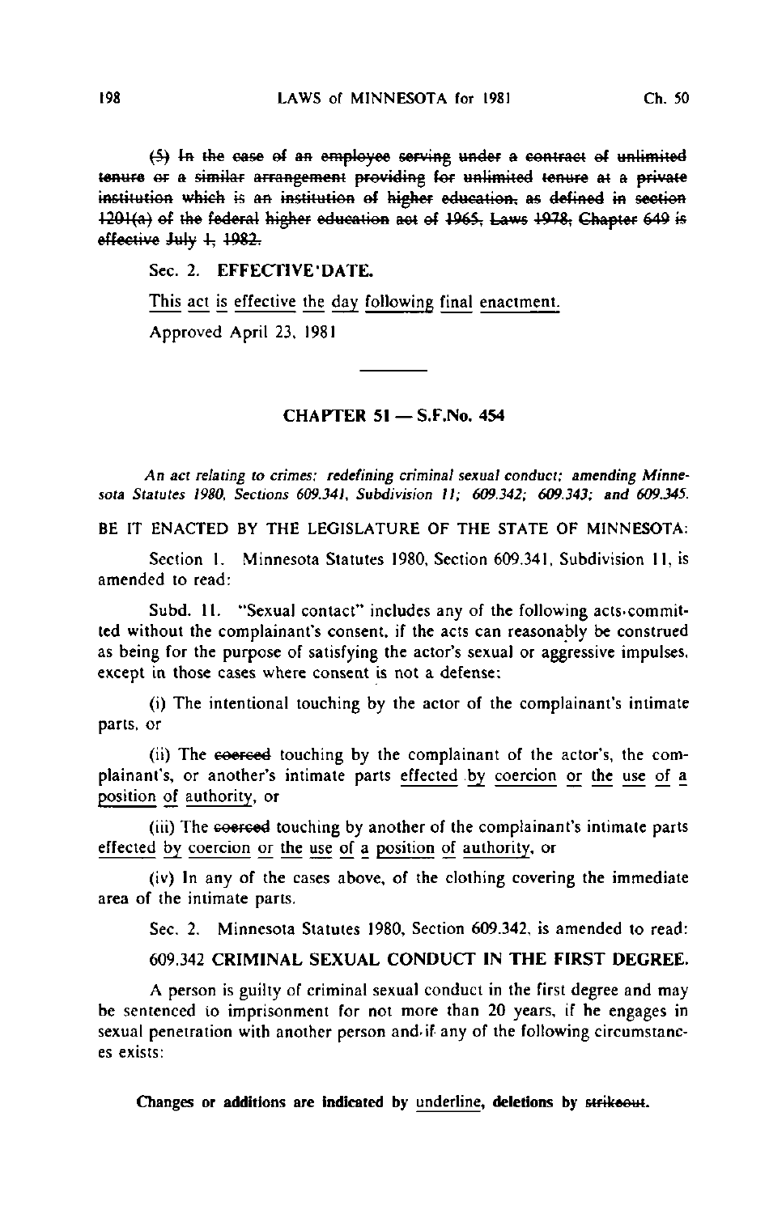~~(5) In the case of an employee serving under a contract of unlimited tenure or a similar arrangement providing for unlimited tenure at a private institution which is an institution of higher education, as defined in section 1201(a) of the federal higher education act of 1965, Laws 1978, Chapter 649 is effective July 1, 1982.~~

Sec. 2. **EFFECTIVE DATE.**

<u>This act is effective the day following final enactment.</u>

Approved April 23, 1981

---

## CHAPTER 51 — S.F.No. 454

*An act relating to crimes; redefining criminal sexual conduct; amending Minnesota Statutes 1980, Sections 609.341, Subdivision 11; 609.342; 609.343; and 609.345.*

BE IT ENACTED BY THE LEGISLATURE OF THE STATE OF MINNESOTA:

Section 1. Minnesota Statutes 1980, Section 609.341, Subdivision 11, is amended to read:

Subd. 11. "Sexual contact" includes any of the following acts committed without the complainant's consent, if the acts can reasonably be construed as being for the purpose of satisfying the actor's sexual or aggressive impulses, except in those cases where consent is not a defense:

(i) The intentional touching by the actor of the complainant's intimate parts, or

(ii) The ~~coerced~~ touching by the complainant of the actor's, the complainant's, or another's intimate parts <u>effected by coercion or the use of a position of authority</u>, or

(iii) The ~~coerced~~ touching by another of the complainant's intimate parts <u>effected by coercion or the use of a position of authority</u>, or

(iv) In any of the cases above, of the clothing covering the immediate area of the intimate parts.

Sec. 2. Minnesota Statutes 1980, Section 609.342, is amended to read:

609.342 **CRIMINAL SEXUAL CONDUCT IN THE FIRST DEGREE.**

A person is guilty of criminal sexual conduct in the first degree and may be sentenced to imprisonment for not more than 20 years, if he engages in sexual penetration with another person and if any of the following circumstances exists:

**Changes or additions are indicated by <u>underline</u>, deletions by ~~strikeout~~.**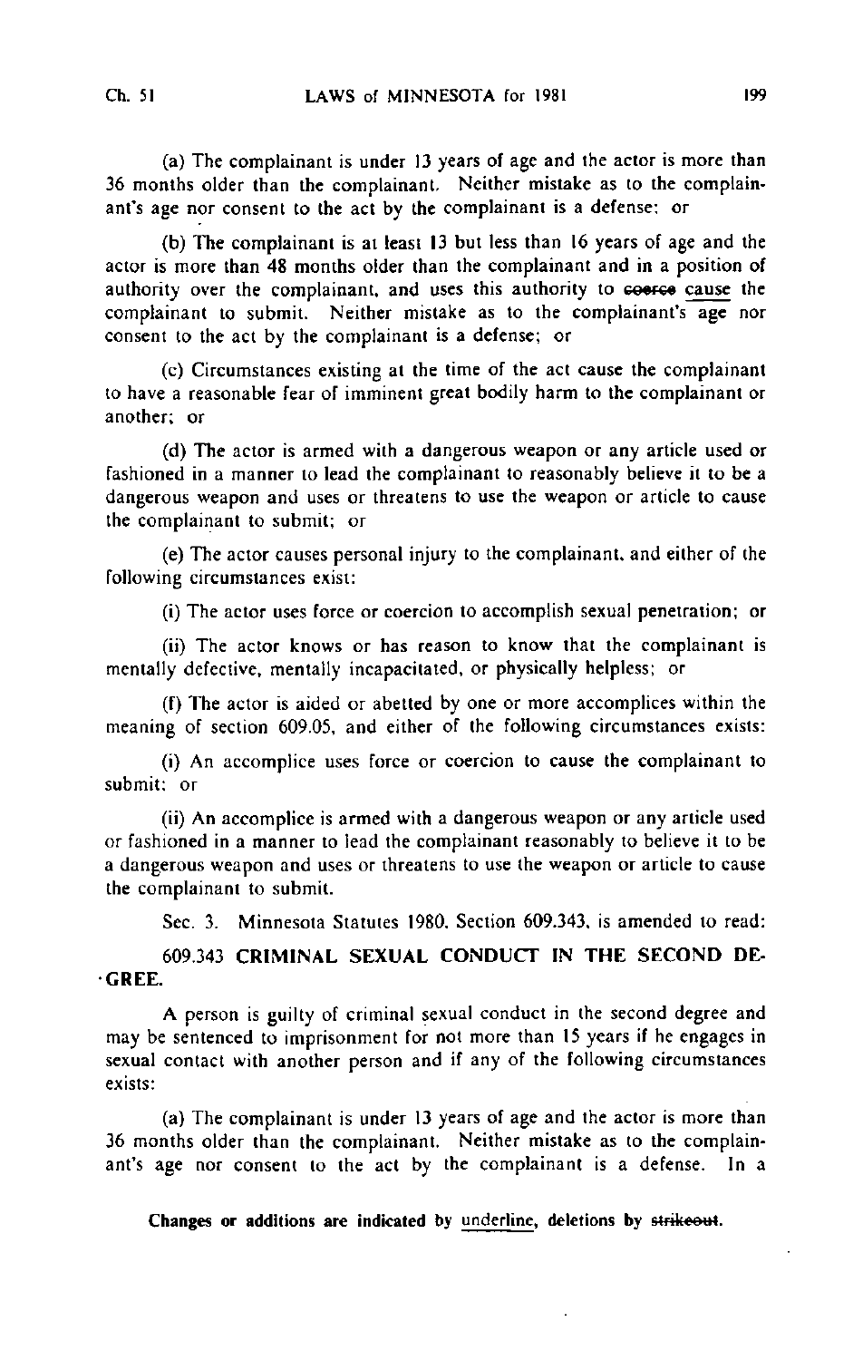(a) The complainant is under 13 years of age and the actor is more than 36 months older than the complainant. Neither mistake as to the complainant's age nor consent to the act by the complainant is a defense; or

(b) The complainant is at least 13 but less than 16 years of age and the actor is more than 48 months older than the complainant and in a position of authority over the complainant, and uses this authority to ~~coerce~~ <u>cause</u> the complainant to submit. Neither mistake as to the complainant's age nor consent to the act by the complainant is a defense; or

(c) Circumstances existing at the time of the act cause the complainant to have a reasonable fear of imminent great bodily harm to the complainant or another; or

(d) The actor is armed with a dangerous weapon or any article used or fashioned in a manner to lead the complainant to reasonably believe it to be a dangerous weapon and uses or threatens to use the weapon or article to cause the complainant to submit; or

(e) The actor causes personal injury to the complainant, and either of the following circumstances exist:

(i) The actor uses force or coercion to accomplish sexual penetration; or

(ii) The actor knows or has reason to know that the complainant is mentally defective, mentally incapacitated, or physically helpless; or

(f) The actor is aided or abetted by one or more accomplices within the meaning of section 609.05, and either of the following circumstances exists:

(i) An accomplice uses force or coercion to cause the complainant to submit; or

(ii) An accomplice is armed with a dangerous weapon or any article used or fashioned in a manner to lead the complainant reasonably to believe it to be a dangerous weapon and uses or threatens to use the weapon or article to cause the complainant to submit.

Sec. 3. Minnesota Statutes 1980, Section 609.343, is amended to read:

609.343 **CRIMINAL SEXUAL CONDUCT IN THE SECOND DEGREE.**

A person is guilty of criminal sexual conduct in the second degree and may be sentenced to imprisonment for not more than 15 years if he engages in sexual contact with another person and if any of the following circumstances exists:

(a) The complainant is under 13 years of age and the actor is more than 36 months older than the complainant. Neither mistake as to the complainant's age nor consent to the act by the complainant is a defense. In a

**Changes or additions are indicated by <u>underline</u>, deletions by ~~strikeout~~.**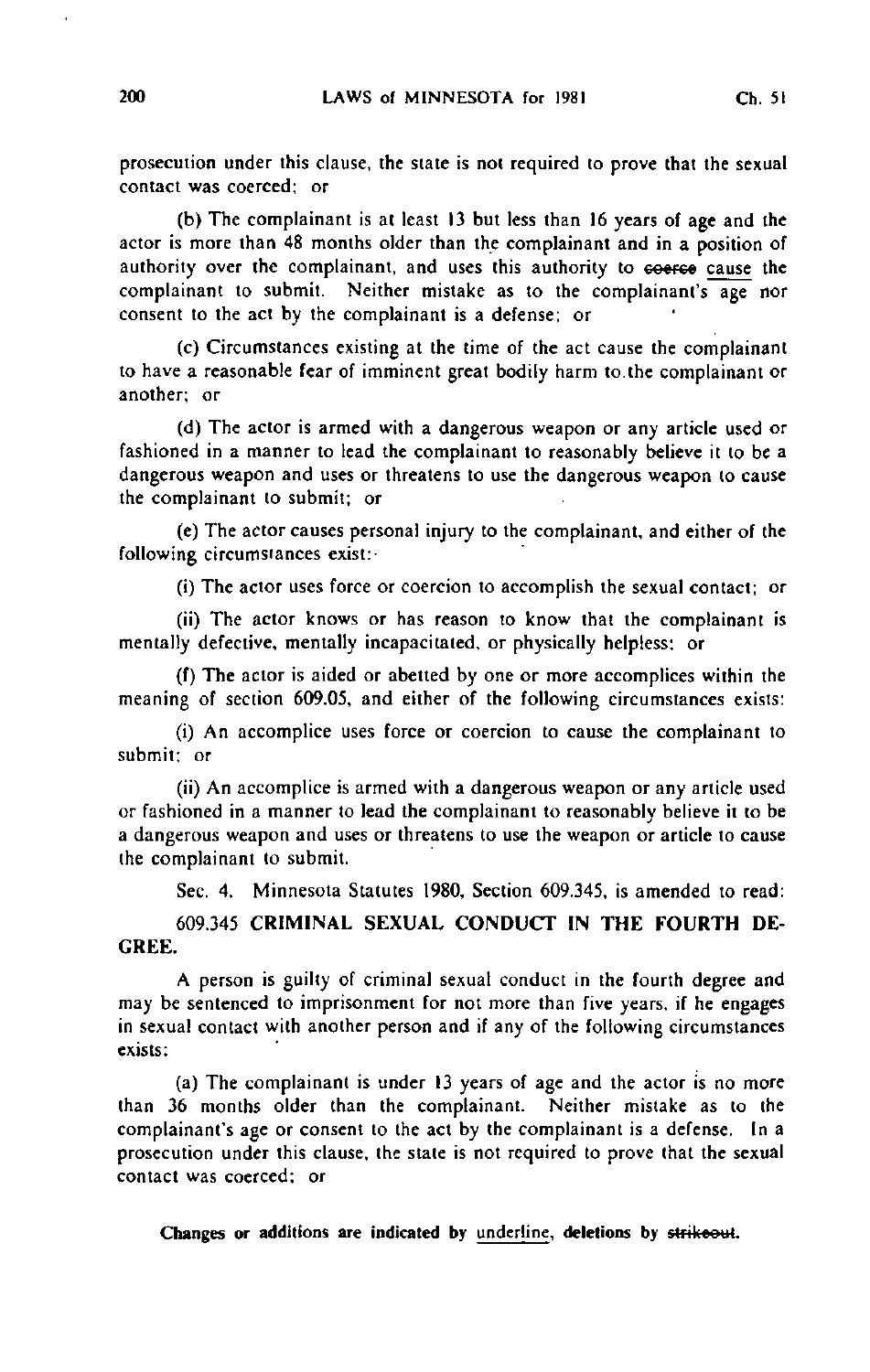prosecution under this clause, the state is not required to prove that the sexual contact was coerced; or

(b) The complainant is at least 13 but less than 16 years of age and the actor is more than 48 months older than the complainant and in a position of authority over the complainant, and uses this authority to ~~coerce~~ <u>cause</u> the complainant to submit. Neither mistake as to the complainant's age nor consent to the act by the complainant is a defense; or

(c) Circumstances existing at the time of the act cause the complainant to have a reasonable fear of imminent great bodily harm to the complainant or another; or

(d) The actor is armed with a dangerous weapon or any article used or fashioned in a manner to lead the complainant to reasonably believe it to be a dangerous weapon and uses or threatens to use the dangerous weapon to cause the complainant to submit; or

(e) The actor causes personal injury to the complainant, and either of the following circumstances exist:

(i) The actor uses force or coercion to accomplish the sexual contact; or

(ii) The actor knows or has reason to know that the complainant is mentally defective, mentally incapacitated, or physically helpless; or

(f) The actor is aided or abetted by one or more accomplices within the meaning of section 609.05, and either of the following circumstances exists:

(i) An accomplice uses force or coercion to cause the complainant to submit; or

(ii) An accomplice is armed with a dangerous weapon or any article used or fashioned in a manner to lead the complainant to reasonably believe it to be a dangerous weapon and uses or threatens to use the weapon or article to cause the complainant to submit.

Sec. 4. Minnesota Statutes 1980, Section 609.345, is amended to read:

609.345 **CRIMINAL SEXUAL CONDUCT IN THE FOURTH DEGREE.**

A person is guilty of criminal sexual conduct in the fourth degree and may be sentenced to imprisonment for not more than five years, if he engages in sexual contact with another person and if any of the following circumstances exists:

(a) The complainant is under 13 years of age and the actor is no more than 36 months older than the complainant. Neither mistake as to the complainant's age or consent to the act by the complainant is a defense. In a prosecution under this clause, the state is not required to prove that the sexual contact was coerced; or

**Changes or additions are indicated by <u>underline</u>, deletions by ~~strikeout~~.**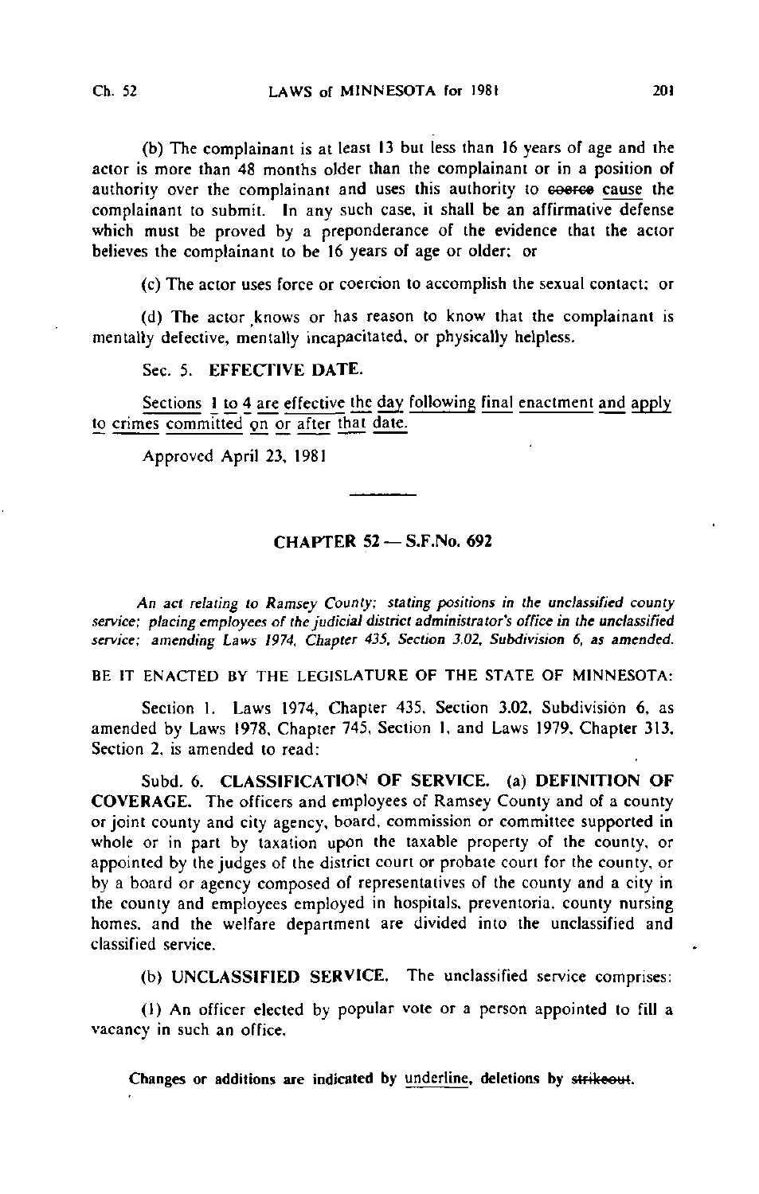(b) The complainant is at least 13 but less than 16 years of age and the actor is more than 48 months older than the complainant or in a position of authority over the complainant and uses this authority to ~~coerce~~ <u>cause</u> the complainant to submit. In any such case, it shall be an affirmative defense which must be proved by a preponderance of the evidence that the actor believes the complainant to be 16 years of age or older; or

(c) The actor uses force or coercion to accomplish the sexual contact; or

(d) The actor knows or has reason to know that the complainant is mentally defective, mentally incapacitated, or physically helpless.

Sec. 5. **EFFECTIVE DATE.**

<u>Sections 1 to 4 are effective the day following final enactment and apply to crimes committed on or after that date.</u>

Approved April 23, 1981

## CHAPTER 52 — S.F.No. 692

*An act relating to Ramsey County; stating positions in the unclassified county service; placing employees of the judicial district administrator's office in the unclassified service; amending Laws 1974, Chapter 435, Section 3.02, Subdivision 6, as amended.*

BE IT ENACTED BY THE LEGISLATURE OF THE STATE OF MINNESOTA:

Section 1. Laws 1974, Chapter 435, Section 3.02, Subdivision 6, as amended by Laws 1978, Chapter 745, Section 1, and Laws 1979, Chapter 313, Section 2, is amended to read:

Subd. 6. **CLASSIFICATION OF SERVICE.** (a) **DEFINITION OF COVERAGE.** The officers and employees of Ramsey County and of a county or joint county and city agency, board, commission or committee supported in whole or in part by taxation upon the taxable property of the county, or appointed by the judges of the district court or probate court for the county, or by a board or agency composed of representatives of the county and a city in the county and employees employed in hospitals, preventoria, county nursing homes, and the welfare department are divided into the unclassified and classified service.

(b) **UNCLASSIFIED SERVICE.** The unclassified service comprises:

(1) An officer elected by popular vote or a person appointed to fill a vacancy in such an office.

Changes or additions are indicated by <u>underline</u>, deletions by ~~strikeout~~.